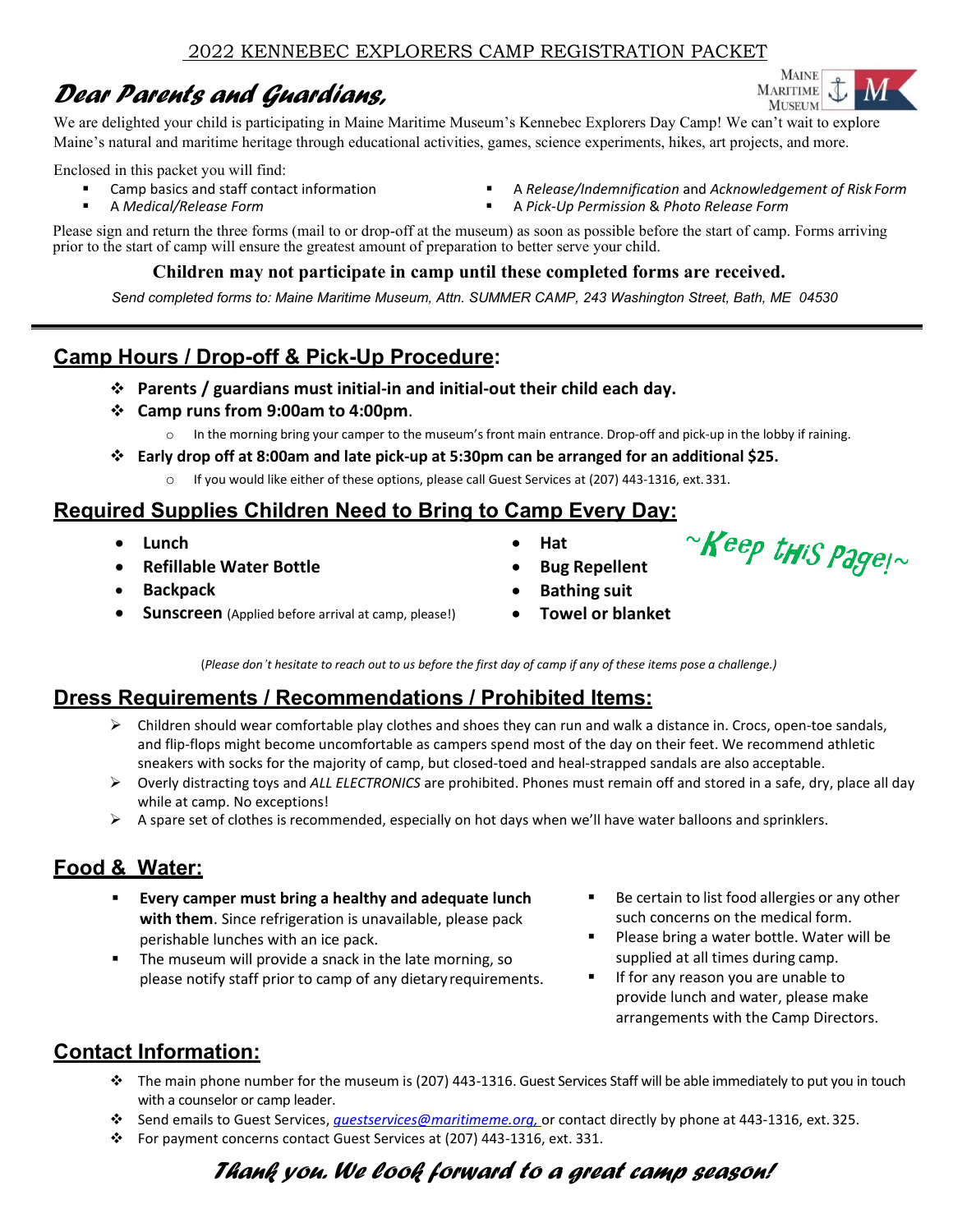2022 KENNEBEC EXPLORERS CAMP REGISTRATION PACKET

# *Dear Parents and Guardians,*

We are delighted your child is participating in Maine Maritime Museum's Kennebec Explorers Day Camp! We can't wait to explore Maine's natural and maritime heritage through educational activities, games, science experiments, hikes, art projects, and more.

Enclosed in this packet you will find:

- Camp basics and staff contact information
- A *Medical/Release Form*
- A *Release/Indemnification* and *Acknowledgement of Risk Form*
- A *Pick-Up Permission* & *Photo Release Form*

Please sign and return the three forms (mail to or drop-off at the museum) as soon as possible before the start of camp. Forms arriving prior to the start of camp will ensure the greatest amount of preparation to better serve your child.

**Children may not participate in camp until these completed forms are received.**

*Send completed forms to: Maine Maritime Museum, Attn. SUMMER CAMP, 243 Washington Street, Bath, ME 04530*

---

## Camp Hours / Drop-off & Pick-Up Procedure:

- **Parents / guardians must initial-in and initial-out their child each day.**
- **Camp runs from 9:00am to 4:00pm**.
  - In the morning bring your camper to the museum's front main entrance. Drop-off and pick-up in the lobby if raining.
- **Early drop off at 8:00am and late pick-up at 5:30pm can be arranged for an additional $25.**
  - If you would like either of these options, please call Guest Services at (207) 443-1316, ext. 331.

## Required Supplies Children Need to Bring to Camp Every Day:

*~Keep this Page!~*

- **Lunch**
- **Refillable Water Bottle**
- **Backpack**
- **Sunscreen** (Applied before arrival at camp, please!)
- **Hat**
- **Bug Repellent**
- **Bathing suit**
- **Towel or blanket**

(*Please don't hesitate to reach out to us before the first day of camp if any of these items pose a challenge.)*

## Dress Requirements / Recommendations / Prohibited Items:

- Children should wear comfortable play clothes and shoes they can run and walk a distance in. Crocs, open-toe sandals, and flip-flops might become uncomfortable as campers spend most of the day on their feet. We recommend athletic sneakers with socks for the majority of camp, but closed-toed and heal-strapped sandals are also acceptable.
- Overly distracting toys and *ALL ELECTRONICS* are prohibited. Phones must remain off and stored in a safe, dry, place all day while at camp. No exceptions!
- A spare set of clothes is recommended, especially on hot days when we'll have water balloons and sprinklers.

## Food & Water:

- **Every camper must bring a healthy and adequate lunch with them**. Since refrigeration is unavailable, please pack perishable lunches with an ice pack.
- The museum will provide a snack in the late morning, so please notify staff prior to camp of any dietary requirements.
- Be certain to list food allergies or any other such concerns on the medical form.
- Please bring a water bottle. Water will be supplied at all times during camp.
- If for any reason you are unable to provide lunch and water, please make arrangements with the Camp Directors.

## Contact Information:

- The main phone number for the museum is (207) 443-1316. Guest Services Staff will be able immediately to put you in touch with a counselor or camp leader.
- Send emails to Guest Services, *guestservices@maritimeme.org,* or contact directly by phone at 443-1316, ext. 325.
- For payment concerns contact Guest Services at (207) 443-1316, ext. 331.

*Thank you. We look forward to a great camp season!*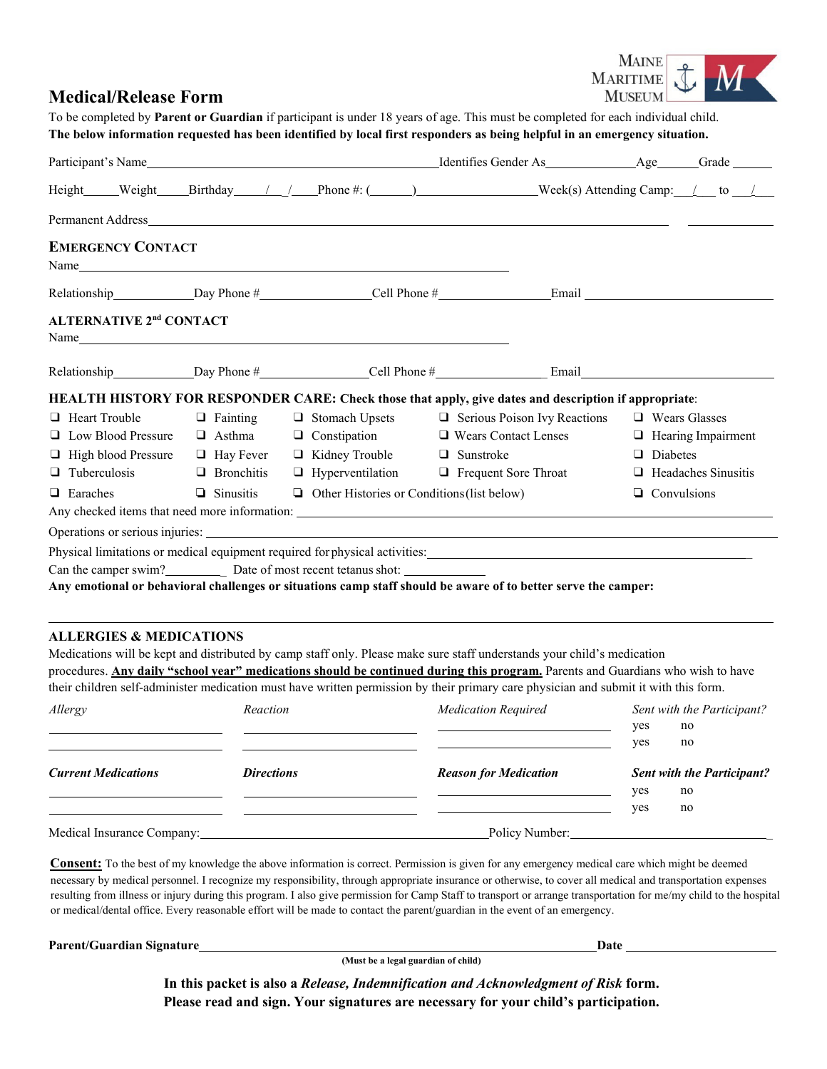# Medical/Release Form

To be completed by **Parent or Guardian** if participant is under 18 years of age. This must be completed for each individual child.
**The below information requested has been identified by local first responders as being helpful in an emergency situation.**

Participant's Name________________________________________Identifies Gender As____________Age______Grade______

Height_____Weight_____Birthday____/___/____Phone #: (______)________________Week(s) Attending Camp:___/___ to ___/___

Permanent Address______________________________________________________________________ ____________

## Emergency Contact

Name________________________________________________________

Relationship____________Day Phone #________________Cell Phone #________________Email ________________________

## ALTERNATIVE 2nd CONTACT

Name________________________________________________________

Relationship____________Day Phone #________________Cell Phone #________________Email ________________________

## HEALTH HISTORY FOR RESPONDER CARE: Check those that apply, give dates and description if appropriate:

| | | | | |
|---|---|---|---|---|
| ❑ Heart Trouble | ❑ Fainting | ❑ Stomach Upsets | ❑ Serious Poison Ivy Reactions | ❑ Wears Glasses |
| ❑ Low Blood Pressure | ❑ Asthma | ❑ Constipation | ❑ Wears Contact Lenses | ❑ Hearing Impairment |
| ❑ High blood Pressure | ❑ Hay Fever | ❑ Kidney Trouble | ❑ Sunstroke | ❑ Diabetes |
| ❑ Tuberculosis | ❑ Bronchitis | ❑ Hyperventilation | ❑ Frequent Sore Throat | ❑ Headaches Sinusitis |
| ❑ Earaches | ❑ Sinusitis | ❑ Other Histories or Conditions (list below) | | ❑ Convulsions |

Any checked items that need more information: ____________________________________________________________

Operations or serious injuries: ____________________________________________________________________

Physical limitations or medical equipment required for physical activities:__________________________________________

Can the camper swim?_________ Date of most recent tetanus shot: ____________

**Any emotional or behavioral challenges or situations camp staff should be aware of to better serve the camper:**

______________________________________________________________________________________________

## ALLERGIES & MEDICATIONS

Medications will be kept and distributed by camp staff only. Please make sure staff understands your child's medication procedures. **Any daily "school year" medications should be continued during this program.** Parents and Guardians who wish to have their children self-administer medication must have written permission by their primary care physician and submit it with this form.

| *Allergy* | *Reaction* | *Medication Required* | *Sent with the Participant?* |
|---|---|---|---|
| ________ | ________ | ________ | yes no |
| ________ | ________ | ________ | yes no |

| ***Current Medications*** | ***Directions*** | ***Reason for Medication*** | ***Sent with the Participant?*** |
|---|---|---|---|
| ________ | ________ | ________ | yes no |
| ________ | ________ | ________ | yes no |

Medical Insurance Company:________________________________________Policy Number:______________________________

**Consent:** To the best of my knowledge the above information is correct. Permission is given for any emergency medical care which might be deemed necessary by medical personnel. I recognize my responsibility, through appropriate insurance or otherwise, to cover all medical and transportation expenses resulting from illness or injury during this program. I also give permission for Camp Staff to transport or arrange transportation for me/my child to the hospital or medical/dental office. Every reasonable effort will be made to contact the parent/guardian in the event of an emergency.

**Parent/Guardian Signature**________________________________________________________**Date** ____________________

**(Must be a legal guardian of child)**

**In this packet is also a *Release, Indemnification and Acknowledgment of Risk* form.**
**Please read and sign. Your signatures are necessary for your child's participation.**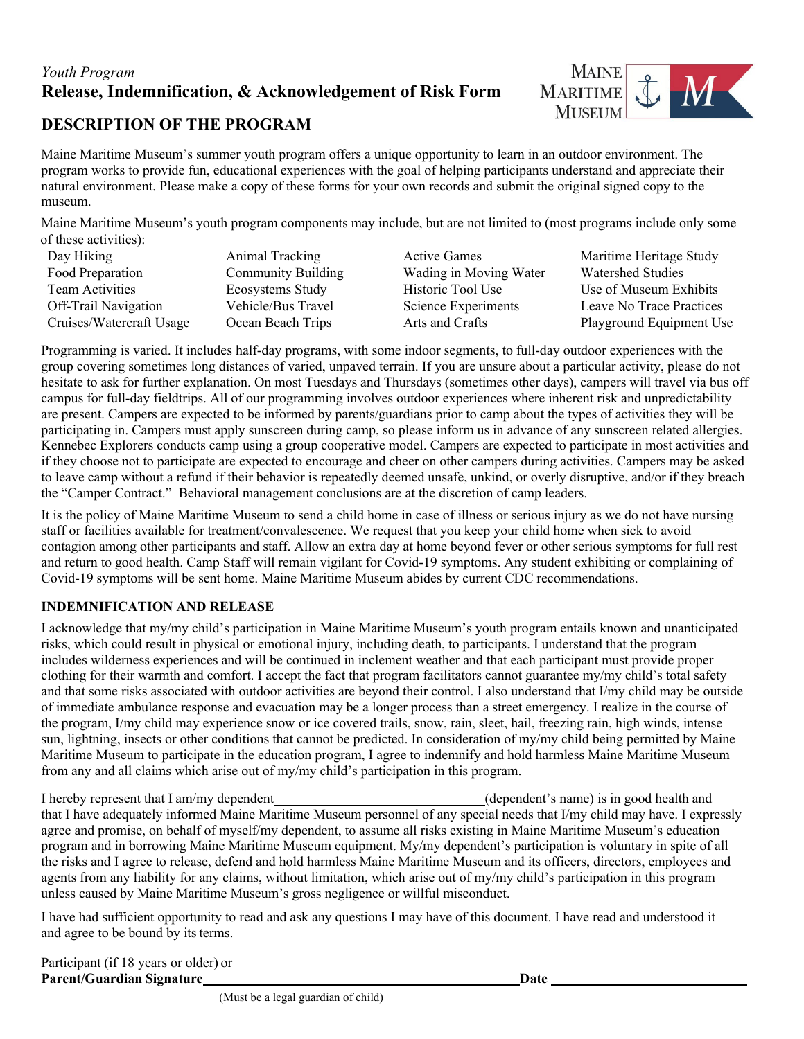*Youth Program*

# Release, Indemnification, & Acknowledgement of Risk Form

## DESCRIPTION OF THE PROGRAM

Maine Maritime Museum's summer youth program offers a unique opportunity to learn in an outdoor environment. The program works to provide fun, educational experiences with the goal of helping participants understand and appreciate their natural environment. Please make a copy of these forms for your own records and submit the original signed copy to the museum.

Maine Maritime Museum's youth program components may include, but are not limited to (most programs include only some of these activities):

| | | | |
|---|---|---|---|
| Day Hiking | Animal Tracking | Active Games | Maritime Heritage Study |
| Food Preparation | Community Building | Wading in Moving Water | Watershed Studies |
| Team Activities | Ecosystems Study | Historic Tool Use | Use of Museum Exhibits |
| Off-Trail Navigation | Vehicle/Bus Travel | Science Experiments | Leave No Trace Practices |
| Cruises/Watercraft Usage | Ocean Beach Trips | Arts and Crafts | Playground Equipment Use |

Programming is varied. It includes half-day programs, with some indoor segments, to full-day outdoor experiences with the group covering sometimes long distances of varied, unpaved terrain. If you are unsure about a particular activity, please do not hesitate to ask for further explanation. On most Tuesdays and Thursdays (sometimes other days), campers will travel via bus off campus for full-day fieldtrips. All of our programming involves outdoor experiences where inherent risk and unpredictability are present. Campers are expected to be informed by parents/guardians prior to camp about the types of activities they will be participating in. Campers must apply sunscreen during camp, so please inform us in advance of any sunscreen related allergies. Kennebec Explorers conducts camp using a group cooperative model. Campers are expected to participate in most activities and if they choose not to participate are expected to encourage and cheer on other campers during activities. Campers may be asked to leave camp without a refund if their behavior is repeatedly deemed unsafe, unkind, or overly disruptive, and/or if they breach the "Camper Contract." Behavioral management conclusions are at the discretion of camp leaders.

It is the policy of Maine Maritime Museum to send a child home in case of illness or serious injury as we do not have nursing staff or facilities available for treatment/convalescence. We request that you keep your child home when sick to avoid contagion among other participants and staff. Allow an extra day at home beyond fever or other serious symptoms for full rest and return to good health. Camp Staff will remain vigilant for Covid-19 symptoms. Any student exhibiting or complaining of Covid-19 symptoms will be sent home. Maine Maritime Museum abides by current CDC recommendations.

### INDEMNIFICATION AND RELEASE

I acknowledge that my/my child's participation in Maine Maritime Museum's youth program entails known and unanticipated risks, which could result in physical or emotional injury, including death, to participants. I understand that the program includes wilderness experiences and will be continued in inclement weather and that each participant must provide proper clothing for their warmth and comfort. I accept the fact that program facilitators cannot guarantee my/my child's total safety and that some risks associated with outdoor activities are beyond their control. I also understand that I/my child may be outside of immediate ambulance response and evacuation may be a longer process than a street emergency. I realize in the course of the program, I/my child may experience snow or ice covered trails, snow, rain, sleet, hail, freezing rain, high winds, intense sun, lightning, insects or other conditions that cannot be predicted. In consideration of my/my child being permitted by Maine Maritime Museum to participate in the education program, I agree to indemnify and hold harmless Maine Maritime Museum from any and all claims which arise out of my/my child's participation in this program.

I hereby represent that I am/my dependent ______________________________(dependent's name) is in good health and that I have adequately informed Maine Maritime Museum personnel of any special needs that I/my child may have. I expressly agree and promise, on behalf of myself/my dependent, to assume all risks existing in Maine Maritime Museum's education program and in borrowing Maine Maritime Museum equipment. My/my dependent's participation is voluntary in spite of all the risks and I agree to release, defend and hold harmless Maine Maritime Museum and its officers, directors, employees and agents from any liability for any claims, without limitation, which arise out of my/my child's participation in this program unless caused by Maine Maritime Museum's gross negligence or willful misconduct.

I have had sufficient opportunity to read and ask any questions I may have of this document. I have read and understood it and agree to be bound by its terms.

Participant (if 18 years or older) or
**Parent/Guardian Signature**______________________________________________ **Date** ___________________________

(Must be a legal guardian of child)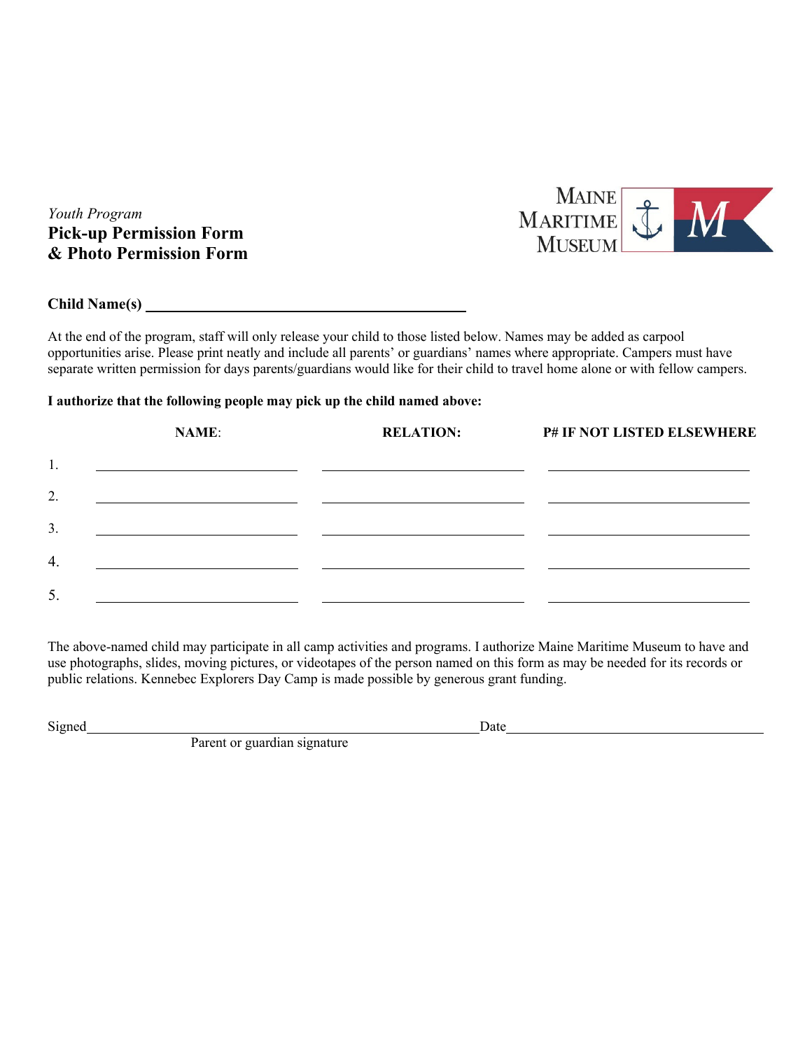*Youth Program*

**Pick-up Permission Form**
**& Photo Permission Form**

MAINE MARITIME MUSEUM

**Child Name(s)** ___________________________________________

At the end of the program, staff will only release your child to those listed below. Names may be added as carpool opportunities arise. Please print neatly and include all parents' or guardians' names where appropriate. Campers must have separate written permission for days parents/guardians would like for their child to travel home alone or with fellow campers.

**I authorize that the following people may pick up the child named above:**

| | NAME: | RELATION: | P# IF NOT LISTED ELSEWHERE |
|---|---|---|---|
| 1. | | | |
| 2. | | | |
| 3. | | | |
| 4. | | | |
| 5. | | | |

The above-named child may participate in all camp activities and programs. I authorize Maine Maritime Museum to have and use photographs, slides, moving pictures, or videotapes of the person named on this form as may be needed for its records or public relations. Kennebec Explorers Day Camp is made possible by generous grant funding.

Signed_______________________________________________ Date_______________________________
Parent or guardian signature